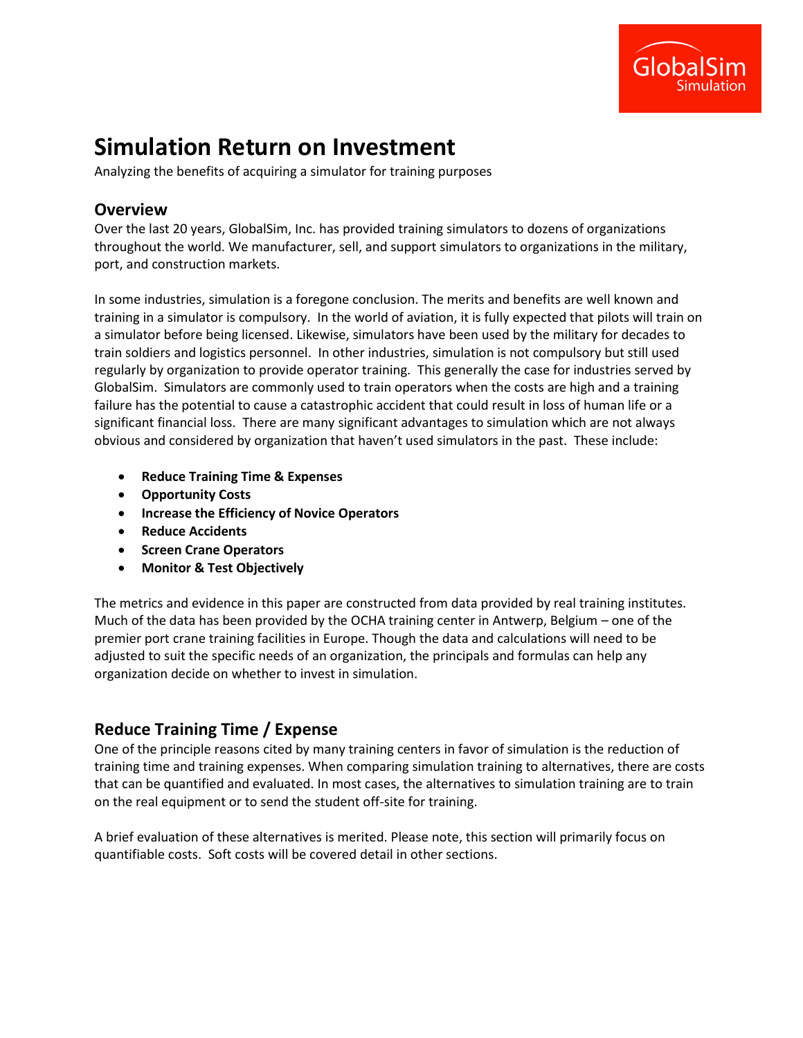# Simulation Return on Investment

Analyzing the benefits of acquiring a simulator for training purposes

## Overview

Over the last 20 years, GlobalSim, Inc. has provided training simulators to dozens of organizations throughout the world. We manufacturer, sell, and support simulators to organizations in the military, port, and construction markets.

In some industries, simulation is a foregone conclusion. The merits and benefits are well known and training in a simulator is compulsory. In the world of aviation, it is fully expected that pilots will train on a simulator before being licensed. Likewise, simulators have been used by the military for decades to train soldiers and logistics personnel. In other industries, simulation is not compulsory but still used regularly by organization to provide operator training. This generally the case for industries served by GlobalSim. Simulators are commonly used to train operators when the costs are high and a training failure has the potential to cause a catastrophic accident that could result in loss of human life or a significant financial loss. There are many significant advantages to simulation which are not always obvious and considered by organization that haven't used simulators in the past. These include:

- **Reduce Training Time & Expenses**
- **Opportunity Costs**
- **Increase the Efficiency of Novice Operators**
- **Reduce Accidents**
- **Screen Crane Operators**
- **Monitor & Test Objectively**

The metrics and evidence in this paper are constructed from data provided by real training institutes. Much of the data has been provided by the OCHA training center in Antwerp, Belgium – one of the premier port crane training facilities in Europe. Though the data and calculations will need to be adjusted to suit the specific needs of an organization, the principals and formulas can help any organization decide on whether to invest in simulation.

## Reduce Training Time / Expense

One of the principle reasons cited by many training centers in favor of simulation is the reduction of training time and training expenses. When comparing simulation training to alternatives, there are costs that can be quantified and evaluated. In most cases, the alternatives to simulation training are to train on the real equipment or to send the student off-site for training.

A brief evaluation of these alternatives is merited. Please note, this section will primarily focus on quantifiable costs. Soft costs will be covered detail in other sections.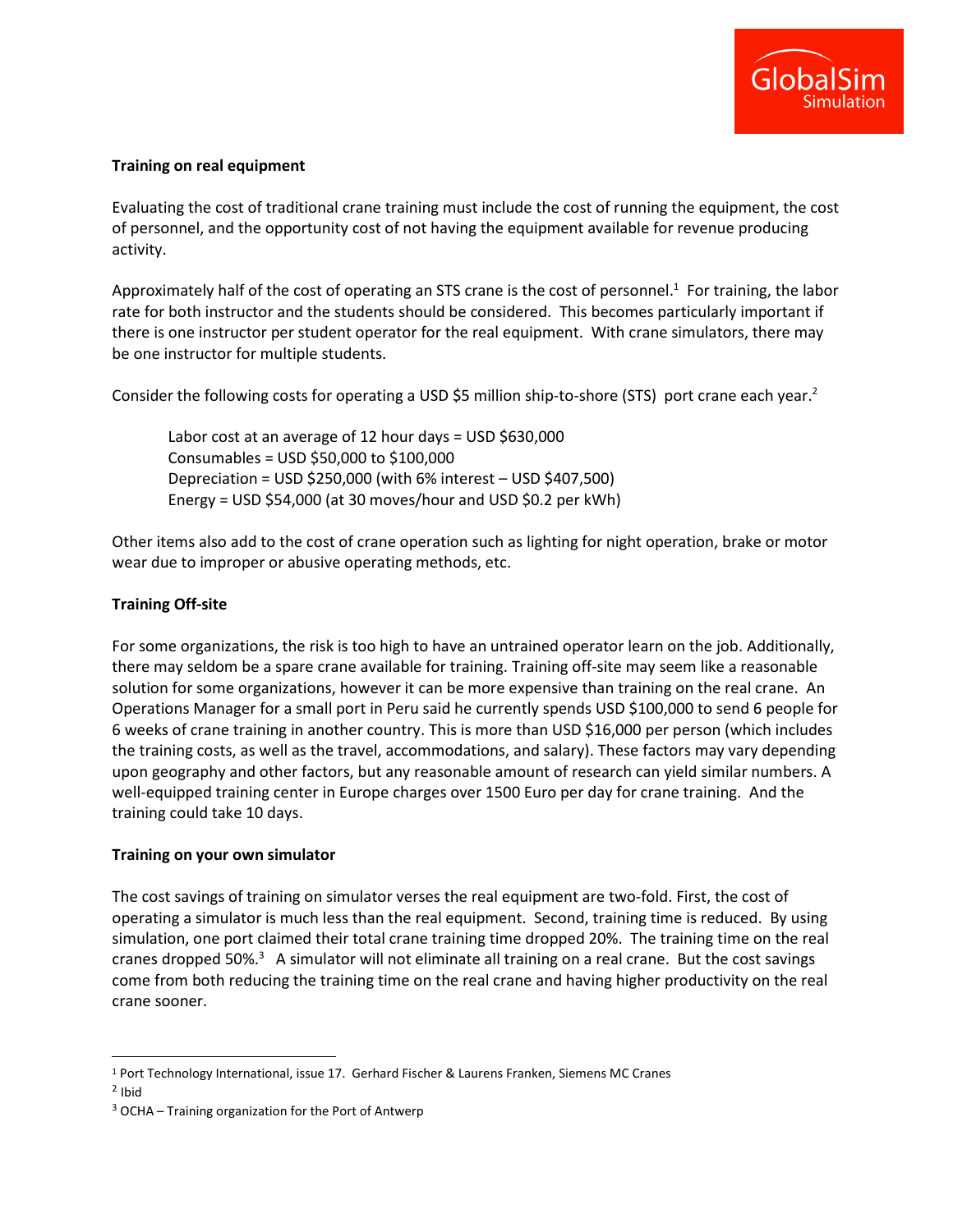**Training on real equipment**

Evaluating the cost of traditional crane training must include the cost of running the equipment, the cost of personnel, and the opportunity cost of not having the equipment available for revenue producing activity.

Approximately half of the cost of operating an STS crane is the cost of personnel.[1] For training, the labor rate for both instructor and the students should be considered. This becomes particularly important if there is one instructor per student operator for the real equipment. With crane simulators, there may be one instructor for multiple students.

Consider the following costs for operating a USD $5 million ship-to-shore (STS) port crane each year.[2]

> Labor cost at an average of 12 hour days = USD $630,000
> Consumables = USD $50,000 to $100,000
> Depreciation = USD $250,000 (with 6% interest – USD $407,500)
> Energy = USD $54,000 (at 30 moves/hour and USD $0.2 per kWh)

Other items also add to the cost of crane operation such as lighting for night operation, brake or motor wear due to improper or abusive operating methods, etc.

**Training Off-site**

For some organizations, the risk is too high to have an untrained operator learn on the job. Additionally, there may seldom be a spare crane available for training. Training off-site may seem like a reasonable solution for some organizations, however it can be more expensive than training on the real crane. An Operations Manager for a small port in Peru said he currently spends USD $100,000 to send 6 people for 6 weeks of crane training in another country. This is more than USD $16,000 per person (which includes the training costs, as well as the travel, accommodations, and salary). These factors may vary depending upon geography and other factors, but any reasonable amount of research can yield similar numbers. A well-equipped training center in Europe charges over 1500 Euro per day for crane training. And the training could take 10 days.

**Training on your own simulator**

The cost savings of training on simulator verses the real equipment are two-fold. First, the cost of operating a simulator is much less than the real equipment. Second, training time is reduced. By using simulation, one port claimed their total crane training time dropped 20%. The training time on the real cranes dropped 50%.[3] A simulator will not eliminate all training on a real crane. But the cost savings come from both reducing the training time on the real crane and having higher productivity on the real crane sooner.

---

[1] Port Technology International, issue 17. Gerhard Fischer & Laurens Franken, Siemens MC Cranes

[2] Ibid

[3] OCHA – Training organization for the Port of Antwerp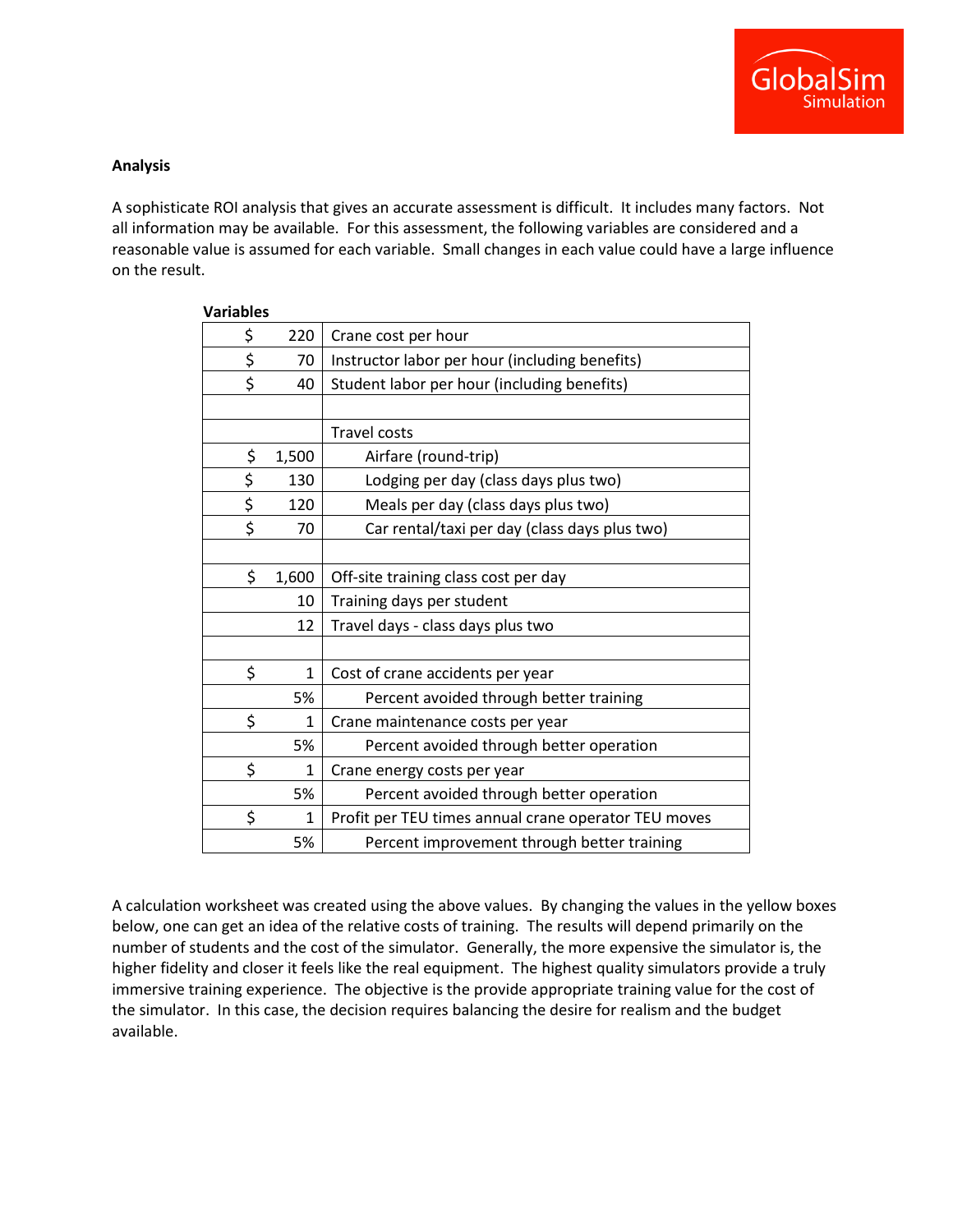**Analysis**

A sophisticate ROI analysis that gives an accurate assessment is difficult. It includes many factors. Not all information may be available. For this assessment, the following variables are considered and a reasonable value is assumed for each variable. Small changes in each value could have a large influence on the result.

**Variables**

| Value | Variable |
|---|---|
| $ 220 | Crane cost per hour |
| $ 70 | Instructor labor per hour (including benefits) |
| $ 40 | Student labor per hour (including benefits) |
| | |
| | Travel costs |
| $ 1,500 | Airfare (round-trip) |
| $ 130 | Lodging per day (class days plus two) |
| $ 120 | Meals per day (class days plus two) |
| $ 70 | Car rental/taxi per day (class days plus two) |
| | |
| $ 1,600 | Off-site training class cost per day |
| 10 | Training days per student |
| 12 | Travel days - class days plus two |
| | |
| $ 1 | Cost of crane accidents per year |
| 5% | Percent avoided through better training |
| $ 1 | Crane maintenance costs per year |
| 5% | Percent avoided through better operation |
| $ 1 | Crane energy costs per year |
| 5% | Percent avoided through better operation |
| $ 1 | Profit per TEU times annual crane operator TEU moves |
| 5% | Percent improvement through better training |

A calculation worksheet was created using the above values. By changing the values in the yellow boxes below, one can get an idea of the relative costs of training. The results will depend primarily on the number of students and the cost of the simulator. Generally, the more expensive the simulator is, the higher fidelity and closer it feels like the real equipment. The highest quality simulators provide a truly immersive training experience. The objective is the provide appropriate training value for the cost of the simulator. In this case, the decision requires balancing the desire for realism and the budget available.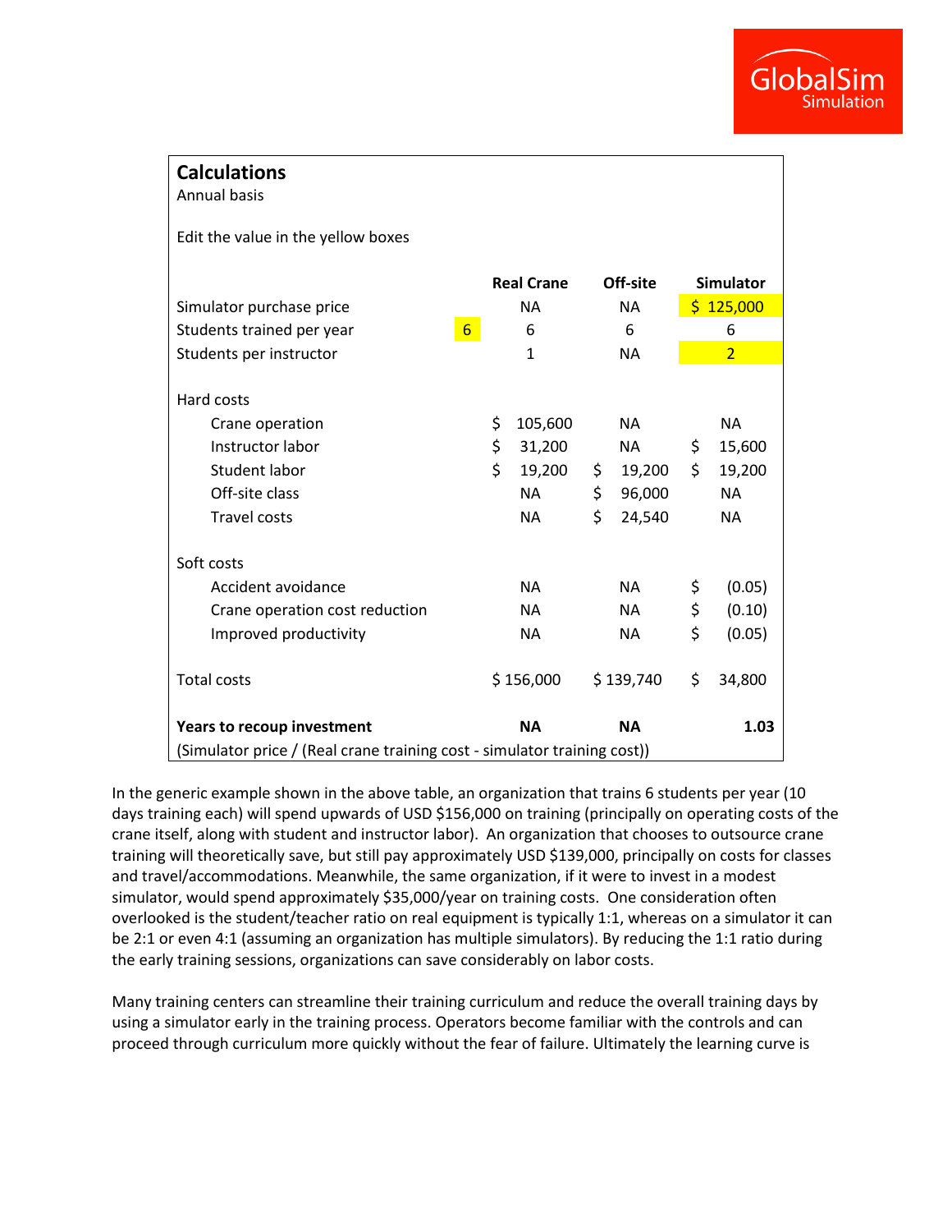## Calculations

Annual basis

Edit the value in the yellow boxes

| | | Real Crane | Off-site | Simulator |
|---|---|---|---|---|
| Simulator purchase price | | NA | NA | $ 125,000 |
| Students trained per year | 6 | 6 | 6 | 6 |
| Students per instructor | | 1 | NA | 2 |
| | | | | |
| Hard costs | | | | |
| Crane operation | | $ 105,600 | NA | NA |
| Instructor labor | | $ 31,200 | NA | $ 15,600 |
| Student labor | | $ 19,200 | $ 19,200 | $ 19,200 |
| Off-site class | | NA | $ 96,000 | NA |
| Travel costs | | NA | $ 24,540 | NA |
| | | | | |
| Soft costs | | | | |
| Accident avoidance | | NA | NA | $ (0.05) |
| Crane operation cost reduction | | NA | NA | $ (0.10) |
| Improved productivity | | NA | NA | $ (0.05) |
| | | | | |
| Total costs | | $ 156,000 | $ 139,740 | $ 34,800 |
| | | | | |
| **Years to recoup investment** | | **NA** | **NA** | **1.03** |
| (Simulator price / (Real crane training cost - simulator training cost)) | | | | |

In the generic example shown in the above table, an organization that trains 6 students per year (10 days training each) will spend upwards of USD $156,000 on training (principally on operating costs of the crane itself, along with student and instructor labor). An organization that chooses to outsource crane training will theoretically save, but still pay approximately USD $139,000, principally on costs for classes and travel/accommodations. Meanwhile, the same organization, if it were to invest in a modest simulator, would spend approximately $35,000/year on training costs. One consideration often overlooked is the student/teacher ratio on real equipment is typically 1:1, whereas on a simulator it can be 2:1 or even 4:1 (assuming an organization has multiple simulators). By reducing the 1:1 ratio during the early training sessions, organizations can save considerably on labor costs.

Many training centers can streamline their training curriculum and reduce the overall training days by using a simulator early in the training process. Operators become familiar with the controls and can proceed through curriculum more quickly without the fear of failure. Ultimately the learning curve is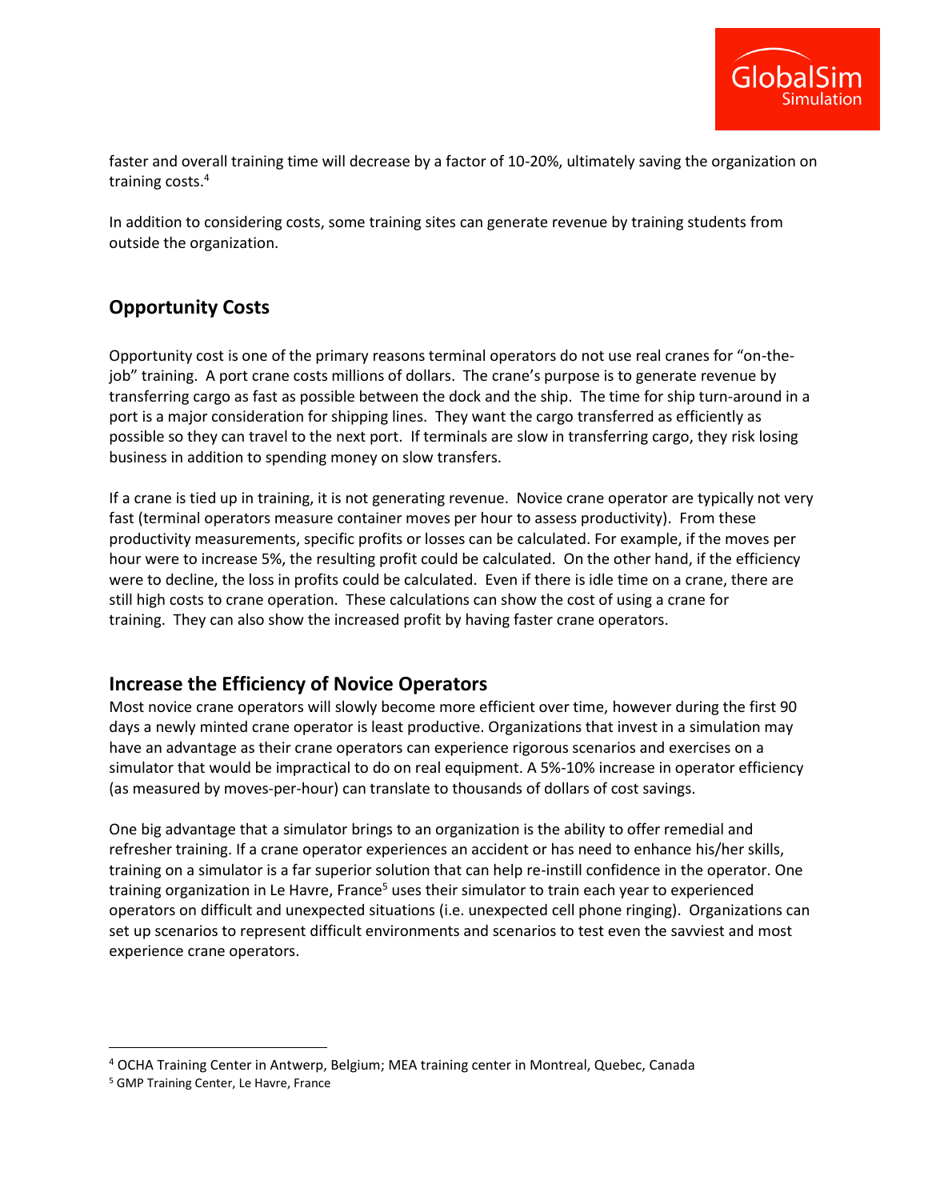faster and overall training time will decrease by a factor of 10-20%, ultimately saving the organization on training costs.[4]

In addition to considering costs, some training sites can generate revenue by training students from outside the organization.

## Opportunity Costs

Opportunity cost is one of the primary reasons terminal operators do not use real cranes for "on-the-job" training. A port crane costs millions of dollars. The crane's purpose is to generate revenue by transferring cargo as fast as possible between the dock and the ship. The time for ship turn-around in a port is a major consideration for shipping lines. They want the cargo transferred as efficiently as possible so they can travel to the next port. If terminals are slow in transferring cargo, they risk losing business in addition to spending money on slow transfers.

If a crane is tied up in training, it is not generating revenue. Novice crane operator are typically not very fast (terminal operators measure container moves per hour to assess productivity). From these productivity measurements, specific profits or losses can be calculated. For example, if the moves per hour were to increase 5%, the resulting profit could be calculated. On the other hand, if the efficiency were to decline, the loss in profits could be calculated. Even if there is idle time on a crane, there are still high costs to crane operation. These calculations can show the cost of using a crane for training. They can also show the increased profit by having faster crane operators.

## Increase the Efficiency of Novice Operators

Most novice crane operators will slowly become more efficient over time, however during the first 90 days a newly minted crane operator is least productive. Organizations that invest in a simulation may have an advantage as their crane operators can experience rigorous scenarios and exercises on a simulator that would be impractical to do on real equipment. A 5%-10% increase in operator efficiency (as measured by moves-per-hour) can translate to thousands of dollars of cost savings.

One big advantage that a simulator brings to an organization is the ability to offer remedial and refresher training. If a crane operator experiences an accident or has need to enhance his/her skills, training on a simulator is a far superior solution that can help re-instill confidence in the operator. One training organization in Le Havre, France[5] uses their simulator to train each year to experienced operators on difficult and unexpected situations (i.e. unexpected cell phone ringing). Organizations can set up scenarios to represent difficult environments and scenarios to test even the savviest and most experience crane operators.

---

[4] OCHA Training Center in Antwerp, Belgium; MEA training center in Montreal, Quebec, Canada

[5] GMP Training Center, Le Havre, France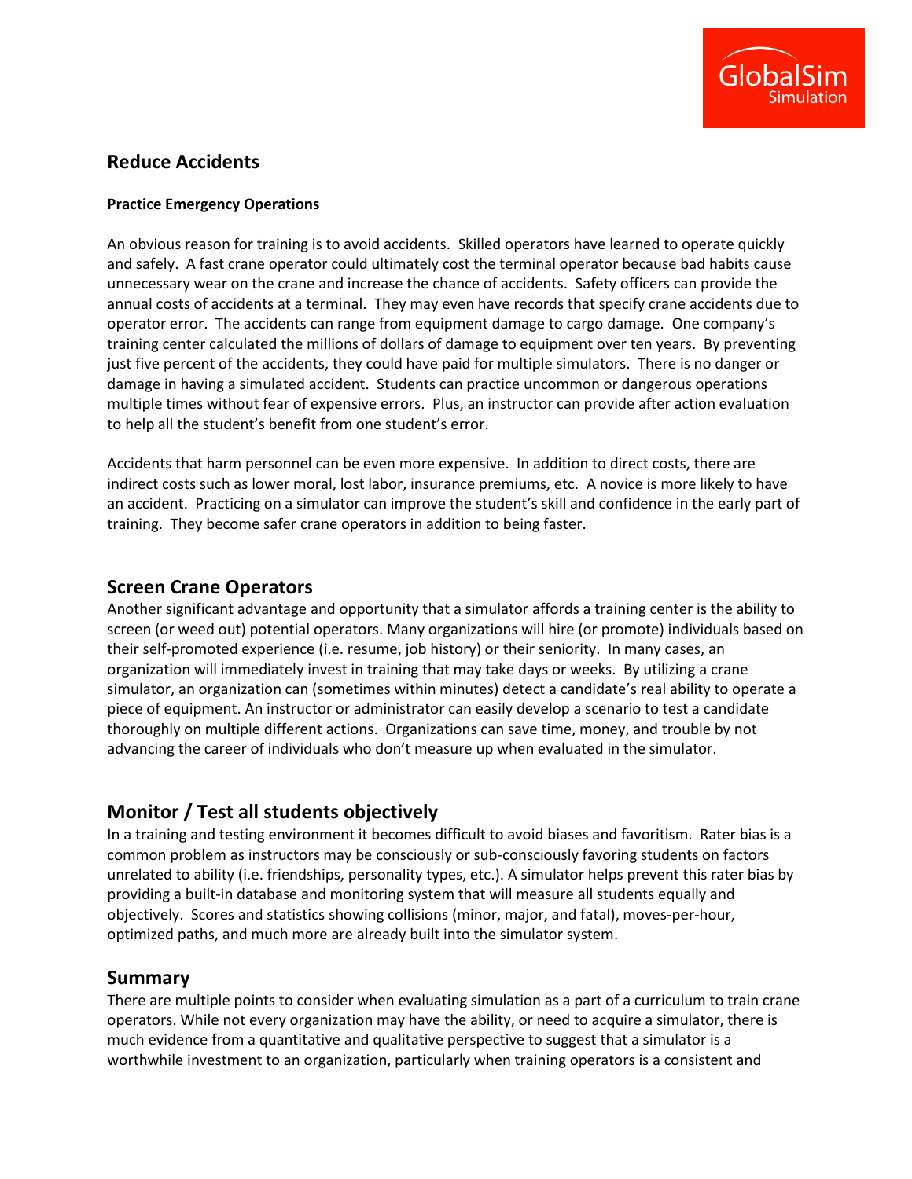## Reduce Accidents

#### Practice Emergency Operations

An obvious reason for training is to avoid accidents. Skilled operators have learned to operate quickly and safely. A fast crane operator could ultimately cost the terminal operator because bad habits cause unnecessary wear on the crane and increase the chance of accidents. Safety officers can provide the annual costs of accidents at a terminal. They may even have records that specify crane accidents due to operator error. The accidents can range from equipment damage to cargo damage. One company's training center calculated the millions of dollars of damage to equipment over ten years. By preventing just five percent of the accidents, they could have paid for multiple simulators. There is no danger or damage in having a simulated accident. Students can practice uncommon or dangerous operations multiple times without fear of expensive errors. Plus, an instructor can provide after action evaluation to help all the student's benefit from one student's error.

Accidents that harm personnel can be even more expensive. In addition to direct costs, there are indirect costs such as lower moral, lost labor, insurance premiums, etc. A novice is more likely to have an accident. Practicing on a simulator can improve the student's skill and confidence in the early part of training. They become safer crane operators in addition to being faster.

## Screen Crane Operators

Another significant advantage and opportunity that a simulator affords a training center is the ability to screen (or weed out) potential operators. Many organizations will hire (or promote) individuals based on their self-promoted experience (i.e. resume, job history) or their seniority. In many cases, an organization will immediately invest in training that may take days or weeks. By utilizing a crane simulator, an organization can (sometimes within minutes) detect a candidate's real ability to operate a piece of equipment. An instructor or administrator can easily develop a scenario to test a candidate thoroughly on multiple different actions. Organizations can save time, money, and trouble by not advancing the career of individuals who don't measure up when evaluated in the simulator.

## Monitor / Test all students objectively

In a training and testing environment it becomes difficult to avoid biases and favoritism. Rater bias is a common problem as instructors may be consciously or sub-consciously favoring students on factors unrelated to ability (i.e. friendships, personality types, etc.). A simulator helps prevent this rater bias by providing a built-in database and monitoring system that will measure all students equally and objectively. Scores and statistics showing collisions (minor, major, and fatal), moves-per-hour, optimized paths, and much more are already built into the simulator system.

## Summary

There are multiple points to consider when evaluating simulation as a part of a curriculum to train crane operators. While not every organization may have the ability, or need to acquire a simulator, there is much evidence from a quantitative and qualitative perspective to suggest that a simulator is a worthwhile investment to an organization, particularly when training operators is a consistent and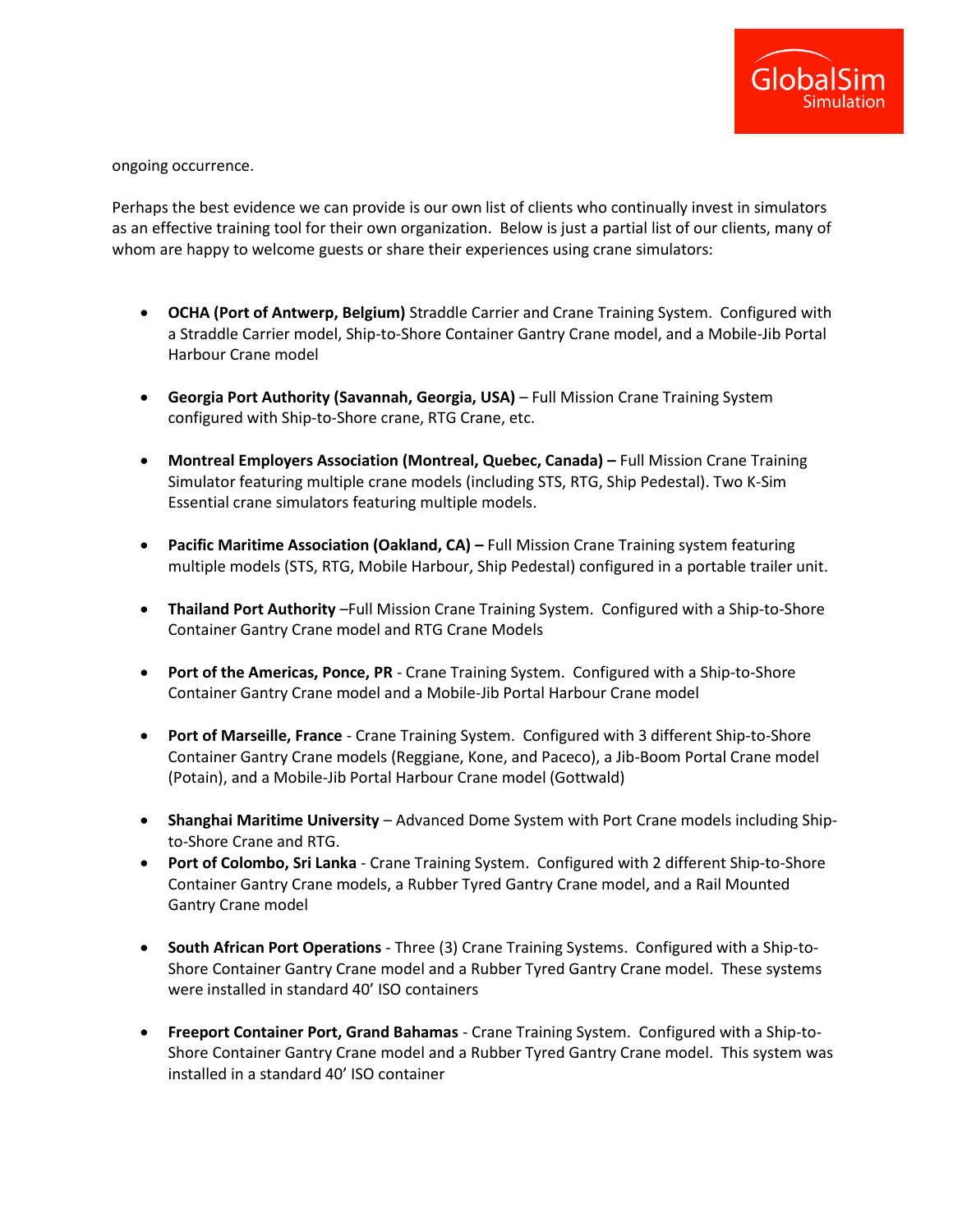ongoing occurrence.

Perhaps the best evidence we can provide is our own list of clients who continually invest in simulators as an effective training tool for their own organization. Below is just a partial list of our clients, many of whom are happy to welcome guests or share their experiences using crane simulators:

- **OCHA (Port of Antwerp, Belgium)** Straddle Carrier and Crane Training System. Configured with a Straddle Carrier model, Ship-to-Shore Container Gantry Crane model, and a Mobile-Jib Portal Harbour Crane model

- **Georgia Port Authority (Savannah, Georgia, USA)** – Full Mission Crane Training System configured with Ship-to-Shore crane, RTG Crane, etc.

- **Montreal Employers Association (Montreal, Quebec, Canada) –** Full Mission Crane Training Simulator featuring multiple crane models (including STS, RTG, Ship Pedestal). Two K-Sim Essential crane simulators featuring multiple models.

- **Pacific Maritime Association (Oakland, CA) –** Full Mission Crane Training system featuring multiple models (STS, RTG, Mobile Harbour, Ship Pedestal) configured in a portable trailer unit.

- **Thailand Port Authority** –Full Mission Crane Training System. Configured with a Ship-to-Shore Container Gantry Crane model and RTG Crane Models

- **Port of the Americas, Ponce, PR** - Crane Training System. Configured with a Ship-to-Shore Container Gantry Crane model and a Mobile-Jib Portal Harbour Crane model

- **Port of Marseille, France** - Crane Training System. Configured with 3 different Ship-to-Shore Container Gantry Crane models (Reggiane, Kone, and Paceco), a Jib-Boom Portal Crane model (Potain), and a Mobile-Jib Portal Harbour Crane model (Gottwald)

- **Shanghai Maritime University** – Advanced Dome System with Port Crane models including Ship-to-Shore Crane and RTG.
- **Port of Colombo, Sri Lanka** - Crane Training System. Configured with 2 different Ship-to-Shore Container Gantry Crane models, a Rubber Tyred Gantry Crane model, and a Rail Mounted Gantry Crane model

- **South African Port Operations** - Three (3) Crane Training Systems. Configured with a Ship-to-Shore Container Gantry Crane model and a Rubber Tyred Gantry Crane model. These systems were installed in standard 40' ISO containers

- **Freeport Container Port, Grand Bahamas** - Crane Training System. Configured with a Ship-to-Shore Container Gantry Crane model and a Rubber Tyred Gantry Crane model. This system was installed in a standard 40' ISO container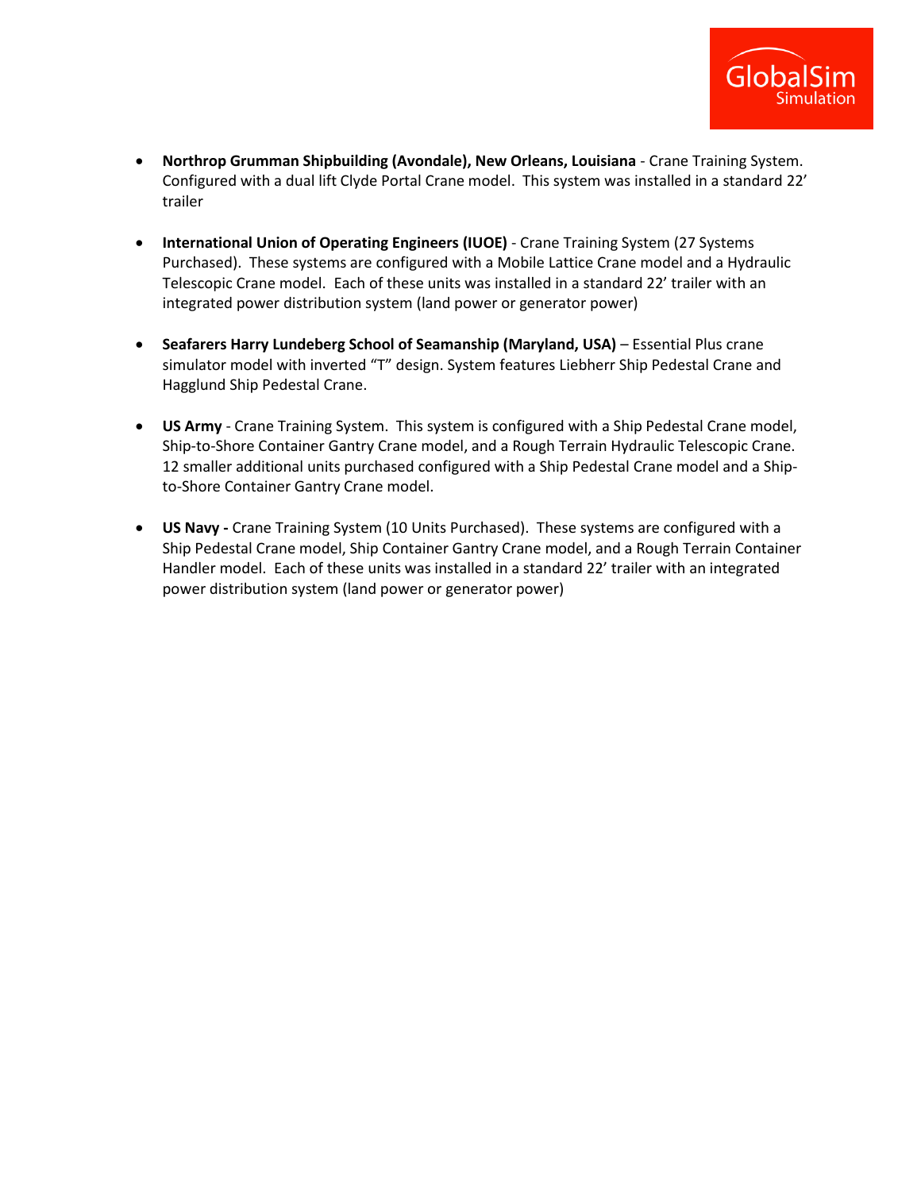- **Northrop Grumman Shipbuilding (Avondale), New Orleans, Louisiana** - Crane Training System. Configured with a dual lift Clyde Portal Crane model. This system was installed in a standard 22' trailer

- **International Union of Operating Engineers (IUOE)** - Crane Training System (27 Systems Purchased). These systems are configured with a Mobile Lattice Crane model and a Hydraulic Telescopic Crane model. Each of these units was installed in a standard 22' trailer with an integrated power distribution system (land power or generator power)

- **Seafarers Harry Lundeberg School of Seamanship (Maryland, USA)** – Essential Plus crane simulator model with inverted "T" design. System features Liebherr Ship Pedestal Crane and Hagglund Ship Pedestal Crane.

- **US Army** - Crane Training System. This system is configured with a Ship Pedestal Crane model, Ship-to-Shore Container Gantry Crane model, and a Rough Terrain Hydraulic Telescopic Crane. 12 smaller additional units purchased configured with a Ship Pedestal Crane model and a Ship-to-Shore Container Gantry Crane model.

- **US Navy -** Crane Training System (10 Units Purchased). These systems are configured with a Ship Pedestal Crane model, Ship Container Gantry Crane model, and a Rough Terrain Container Handler model. Each of these units was installed in a standard 22' trailer with an integrated power distribution system (land power or generator power)